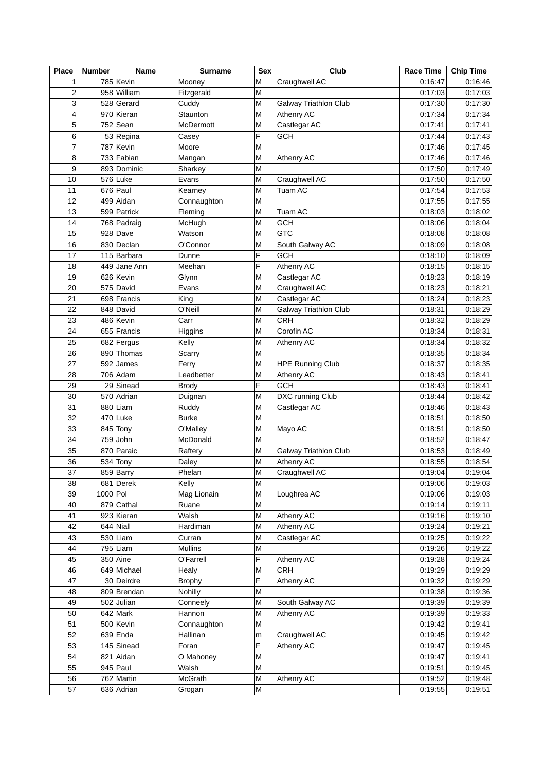| Place | Number | Name | Surname | Sex | Club | Race Time | Chip Time |
|---|---|---|---|---|---|---|---|
| 1 | 785 | Kevin | Mooney | M | Craughwell AC | 0:16:47 | 0:16:46 |
| 2 | 958 | William | Fitzgerald | M | | 0:17:03 | 0:17:03 |
| 3 | 528 | Gerard | Cuddy | M | Galway Triathlon Club | 0:17:30 | 0:17:30 |
| 4 | 970 | Kieran | Staunton | M | Athenry AC | 0:17:34 | 0:17:34 |
| 5 | 752 | Sean | McDermott | M | Castlegar AC | 0:17:41 | 0:17:41 |
| 6 | 53 | Regina | Casey | F | GCH | 0:17:44 | 0:17:43 |
| 7 | 787 | Kevin | Moore | M | | 0:17:46 | 0:17:45 |
| 8 | 733 | Fabian | Mangan | M | Athenry AC | 0:17:46 | 0:17:46 |
| 9 | 893 | Dominic | Sharkey | M | | 0:17:50 | 0:17:49 |
| 10 | 576 | Luke | Evans | M | Craughwell AC | 0:17:50 | 0:17:50 |
| 11 | 676 | Paul | Kearney | M | Tuam AC | 0:17:54 | 0:17:53 |
| 12 | 499 | Aidan | Connaughton | M | | 0:17:55 | 0:17:55 |
| 13 | 599 | Patrick | Fleming | M | Tuam AC | 0:18:03 | 0:18:02 |
| 14 | 768 | Padraig | McHugh | M | GCH | 0:18:06 | 0:18:04 |
| 15 | 928 | Dave | Watson | M | GTC | 0:18:08 | 0:18:08 |
| 16 | 830 | Declan | O'Connor | M | South Galway AC | 0:18:09 | 0:18:08 |
| 17 | 115 | Barbara | Dunne | F | GCH | 0:18:10 | 0:18:09 |
| 18 | 449 | Jane Ann | Meehan | F | Athenry AC | 0:18:15 | 0:18:15 |
| 19 | 626 | Kevin | Glynn | M | Castlegar AC | 0:18:23 | 0:18:19 |
| 20 | 575 | David | Evans | M | Craughwell AC | 0:18:23 | 0:18:21 |
| 21 | 698 | Francis | King | M | Castlegar AC | 0:18:24 | 0:18:23 |
| 22 | 848 | David | O'Neill | M | Galway Triathlon Club | 0:18:31 | 0:18:29 |
| 23 | 486 | Kevin | Carr | M | CRH | 0:18:32 | 0:18:29 |
| 24 | 655 | Francis | Higgins | M | Corofin AC | 0:18:34 | 0:18:31 |
| 25 | 682 | Fergus | Kelly | M | Athenry AC | 0:18:34 | 0:18:32 |
| 26 | 890 | Thomas | Scarry | M | | 0:18:35 | 0:18:34 |
| 27 | 592 | James | Ferry | M | HPE Running Club | 0:18:37 | 0:18:35 |
| 28 | 706 | Adam | Leadbetter | M | Athenry AC | 0:18:43 | 0:18:41 |
| 29 | 29 | Sinead | Brody | F | GCH | 0:18:43 | 0:18:41 |
| 30 | 570 | Adrian | Duignan | M | DXC running Club | 0:18:44 | 0:18:42 |
| 31 | 880 | Liam | Ruddy | M | Castlegar AC | 0:18:46 | 0:18:43 |
| 32 | 470 | Luke | Burke | M | | 0:18:51 | 0:18:50 |
| 33 | 845 | Tony | O'Malley | M | Mayo AC | 0:18:51 | 0:18:50 |
| 34 | 759 | John | McDonald | M | | 0:18:52 | 0:18:47 |
| 35 | 870 | Paraic | Raftery | M | Galway Triathlon Club | 0:18:53 | 0:18:49 |
| 36 | 534 | Tony | Daley | M | Athenry AC | 0:18:55 | 0:18:54 |
| 37 | 859 | Barry | Phelan | M | Craughwell AC | 0:19:04 | 0:19:04 |
| 38 | 681 | Derek | Kelly | M | | 0:19:06 | 0:19:03 |
| 39 | 1000 | Pol | Mag Lionain | M | Loughrea AC | 0:19:06 | 0:19:03 |
| 40 | 879 | Cathal | Ruane | M | | 0:19:14 | 0:19:11 |
| 41 | 923 | Kieran | Walsh | M | Athenry AC | 0:19:16 | 0:19:10 |
| 42 | 644 | Niall | Hardiman | M | Athenry AC | 0:19:24 | 0:19:21 |
| 43 | 530 | Liam | Curran | M | Castlegar AC | 0:19:25 | 0:19:22 |
| 44 | 795 | Liam | Mullins | M | | 0:19:26 | 0:19:22 |
| 45 | 350 | Aine | O'Farrell | F | Athenry AC | 0:19:28 | 0:19:24 |
| 46 | 649 | Michael | Healy | M | CRH | 0:19:29 | 0:19:29 |
| 47 | 30 | Deirdre | Brophy | F | Athenry AC | 0:19:32 | 0:19:29 |
| 48 | 809 | Brendan | Nohilly | M | | 0:19:38 | 0:19:36 |
| 49 | 502 | Julian | Conneely | M | South Galway AC | 0:19:39 | 0:19:39 |
| 50 | 642 | Mark | Hannon | M | Athenry AC | 0:19:39 | 0:19:33 |
| 51 | 500 | Kevin | Connaughton | M | | 0:19:42 | 0:19:41 |
| 52 | 639 | Enda | Hallinan | m | Craughwell AC | 0:19:45 | 0:19:42 |
| 53 | 145 | Sinead | Foran | F | Athenry AC | 0:19:47 | 0:19:45 |
| 54 | 821 | Aidan | O Mahoney | M | | 0:19:47 | 0:19:41 |
| 55 | 945 | Paul | Walsh | M | | 0:19:51 | 0:19:45 |
| 56 | 762 | Martin | McGrath | M | Athenry AC | 0:19:52 | 0:19:48 |
| 57 | 636 | Adrian | Grogan | M | | 0:19:55 | 0:19:51 |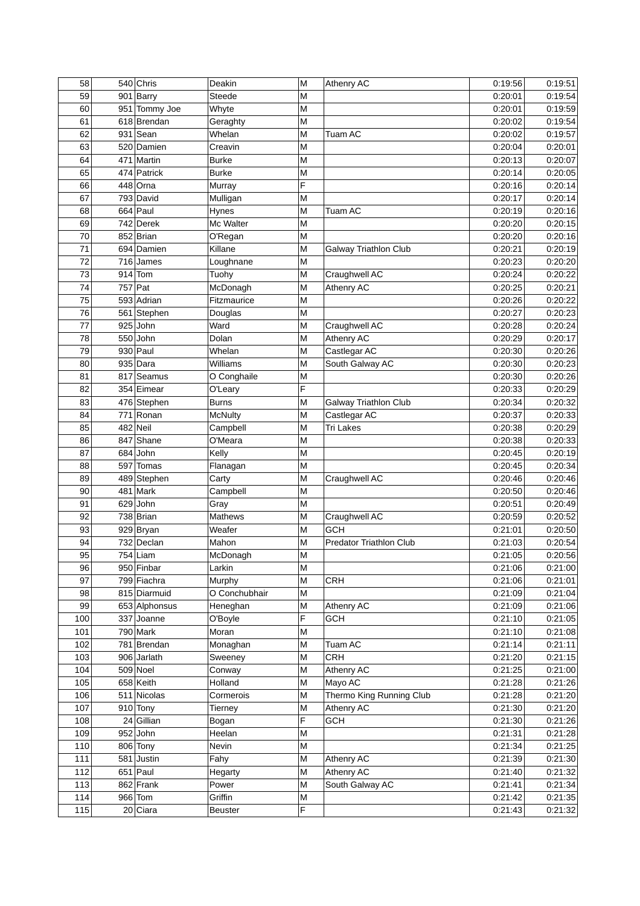| 58 | 540 | Chris | Deakin | M | Athenry AC | 0:19:56 | 0:19:51 |
|---|---|---|---|---|---|---|---|
| 59 | 901 | Barry | Steede | M | | 0:20:01 | 0:19:54 |
| 60 | 951 | Tommy Joe | Whyte | M | | 0:20:01 | 0:19:59 |
| 61 | 618 | Brendan | Geraghty | M | | 0:20:02 | 0:19:54 |
| 62 | 931 | Sean | Whelan | M | Tuam AC | 0:20:02 | 0:19:57 |
| 63 | 520 | Damien | Creavin | M | | 0:20:04 | 0:20:01 |
| 64 | 471 | Martin | Burke | M | | 0:20:13 | 0:20:07 |
| 65 | 474 | Patrick | Burke | M | | 0:20:14 | 0:20:05 |
| 66 | 448 | Orna | Murray | F | | 0:20:16 | 0:20:14 |
| 67 | 793 | David | Mulligan | M | | 0:20:17 | 0:20:14 |
| 68 | 664 | Paul | Hynes | M | Tuam AC | 0:20:19 | 0:20:16 |
| 69 | 742 | Derek | Mc Walter | M | | 0:20:20 | 0:20:15 |
| 70 | 852 | Brian | O'Regan | M | | 0:20:20 | 0:20:16 |
| 71 | 694 | Damien | Killane | M | Galway Triathlon Club | 0:20:21 | 0:20:19 |
| 72 | 716 | James | Loughnane | M | | 0:20:23 | 0:20:20 |
| 73 | 914 | Tom | Tuohy | M | Craughwell AC | 0:20:24 | 0:20:22 |
| 74 | 757 | Pat | McDonagh | M | Athenry AC | 0:20:25 | 0:20:21 |
| 75 | 593 | Adrian | Fitzmaurice | M | | 0:20:26 | 0:20:22 |
| 76 | 561 | Stephen | Douglas | M | | 0:20:27 | 0:20:23 |
| 77 | 925 | John | Ward | M | Craughwell AC | 0:20:28 | 0:20:24 |
| 78 | 550 | John | Dolan | M | Athenry AC | 0:20:29 | 0:20:17 |
| 79 | 930 | Paul | Whelan | M | Castlegar AC | 0:20:30 | 0:20:26 |
| 80 | 935 | Dara | Williams | M | South Galway AC | 0:20:30 | 0:20:23 |
| 81 | 817 | Seamus | O Conghaile | M | | 0:20:30 | 0:20:26 |
| 82 | 354 | Eimear | O'Leary | F | | 0:20:33 | 0:20:29 |
| 83 | 476 | Stephen | Burns | M | Galway Triathlon Club | 0:20:34 | 0:20:32 |
| 84 | 771 | Ronan | McNulty | M | Castlegar AC | 0:20:37 | 0:20:33 |
| 85 | 482 | Neil | Campbell | M | Tri Lakes | 0:20:38 | 0:20:29 |
| 86 | 847 | Shane | O'Meara | M | | 0:20:38 | 0:20:33 |
| 87 | 684 | John | Kelly | M | | 0:20:45 | 0:20:19 |
| 88 | 597 | Tomas | Flanagan | M | | 0:20:45 | 0:20:34 |
| 89 | 489 | Stephen | Carty | M | Craughwell AC | 0:20:46 | 0:20:46 |
| 90 | 481 | Mark | Campbell | M | | 0:20:50 | 0:20:46 |
| 91 | 629 | John | Gray | M | | 0:20:51 | 0:20:49 |
| 92 | 738 | Brian | Mathews | M | Craughwell AC | 0:20:59 | 0:20:52 |
| 93 | 929 | Bryan | Weafer | M | GCH | 0:21:01 | 0:20:50 |
| 94 | 732 | Declan | Mahon | M | Predator Triathlon Club | 0:21:03 | 0:20:54 |
| 95 | 754 | Liam | McDonagh | M | | 0:21:05 | 0:20:56 |
| 96 | 950 | Finbar | Larkin | M | | 0:21:06 | 0:21:00 |
| 97 | 799 | Fiachra | Murphy | M | CRH | 0:21:06 | 0:21:01 |
| 98 | 815 | Diarmuid | O Conchubhair | M | | 0:21:09 | 0:21:04 |
| 99 | 653 | Alphonsus | Heneghan | M | Athenry AC | 0:21:09 | 0:21:06 |
| 100 | 337 | Joanne | O'Boyle | F | GCH | 0:21:10 | 0:21:05 |
| 101 | 790 | Mark | Moran | M | | 0:21:10 | 0:21:08 |
| 102 | 781 | Brendan | Monaghan | M | Tuam AC | 0:21:14 | 0:21:11 |
| 103 | 906 | Jarlath | Sweeney | M | CRH | 0:21:20 | 0:21:15 |
| 104 | 509 | Noel | Conway | M | Athenry AC | 0:21:25 | 0:21:00 |
| 105 | 658 | Keith | Holland | M | Mayo AC | 0:21:28 | 0:21:26 |
| 106 | 511 | Nicolas | Cormerois | M | Thermo King Running Club | 0:21:28 | 0:21:20 |
| 107 | 910 | Tony | Tierney | M | Athenry AC | 0:21:30 | 0:21:20 |
| 108 | 24 | Gillian | Bogan | F | GCH | 0:21:30 | 0:21:26 |
| 109 | 952 | John | Heelan | M | | 0:21:31 | 0:21:28 |
| 110 | 806 | Tony | Nevin | M | | 0:21:34 | 0:21:25 |
| 111 | 581 | Justin | Fahy | M | Athenry AC | 0:21:39 | 0:21:30 |
| 112 | 651 | Paul | Hegarty | M | Athenry AC | 0:21:40 | 0:21:32 |
| 113 | 862 | Frank | Power | M | South Galway AC | 0:21:41 | 0:21:34 |
| 114 | 966 | Tom | Griffin | M | | 0:21:42 | 0:21:35 |
| 115 | 20 | Ciara | Beuster | F | | 0:21:43 | 0:21:32 |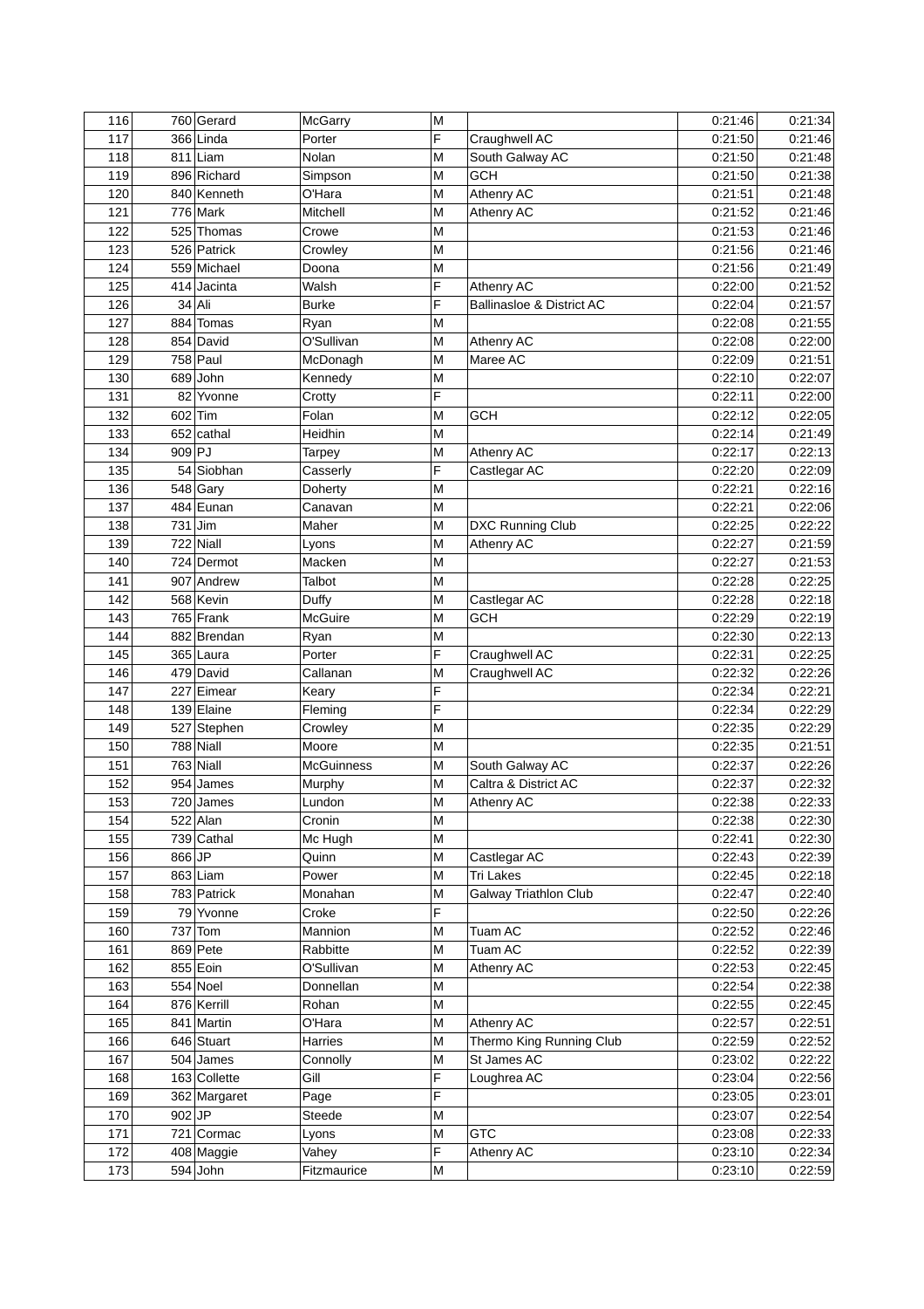| 116 | 760 | Gerard | McGarry | M | | 0:21:46 | 0:21:34 |
|---|---|---|---|---|---|---|---|
| 117 | 366 | Linda | Porter | F | Craughwell AC | 0:21:50 | 0:21:46 |
| 118 | 811 | Liam | Nolan | M | South Galway AC | 0:21:50 | 0:21:48 |
| 119 | 896 | Richard | Simpson | M | GCH | 0:21:50 | 0:21:38 |
| 120 | 840 | Kenneth | O'Hara | M | Athenry AC | 0:21:51 | 0:21:48 |
| 121 | 776 | Mark | Mitchell | M | Athenry AC | 0:21:52 | 0:21:46 |
| 122 | 525 | Thomas | Crowe | M | | 0:21:53 | 0:21:46 |
| 123 | 526 | Patrick | Crowley | M | | 0:21:56 | 0:21:46 |
| 124 | 559 | Michael | Doona | M | | 0:21:56 | 0:21:49 |
| 125 | 414 | Jacinta | Walsh | F | Athenry AC | 0:22:00 | 0:21:52 |
| 126 | 34 | Ali | Burke | F | Ballinasloe & District AC | 0:22:04 | 0:21:57 |
| 127 | 884 | Tomas | Ryan | M | | 0:22:08 | 0:21:55 |
| 128 | 854 | David | O'Sullivan | M | Athenry AC | 0:22:08 | 0:22:00 |
| 129 | 758 | Paul | McDonagh | M | Maree AC | 0:22:09 | 0:21:51 |
| 130 | 689 | John | Kennedy | M | | 0:22:10 | 0:22:07 |
| 131 | 82 | Yvonne | Crotty | F | | 0:22:11 | 0:22:00 |
| 132 | 602 | Tim | Folan | M | GCH | 0:22:12 | 0:22:05 |
| 133 | 652 | cathal | Heidhin | M | | 0:22:14 | 0:21:49 |
| 134 | 909 | PJ | Tarpey | M | Athenry AC | 0:22:17 | 0:22:13 |
| 135 | 54 | Siobhan | Casserly | F | Castlegar AC | 0:22:20 | 0:22:09 |
| 136 | 548 | Gary | Doherty | M | | 0:22:21 | 0:22:16 |
| 137 | 484 | Eunan | Canavan | M | | 0:22:21 | 0:22:06 |
| 138 | 731 | Jim | Maher | M | DXC Running Club | 0:22:25 | 0:22:22 |
| 139 | 722 | Niall | Lyons | M | Athenry AC | 0:22:27 | 0:21:59 |
| 140 | 724 | Dermot | Macken | M | | 0:22:27 | 0:21:53 |
| 141 | 907 | Andrew | Talbot | M | | 0:22:28 | 0:22:25 |
| 142 | 568 | Kevin | Duffy | M | Castlegar AC | 0:22:28 | 0:22:18 |
| 143 | 765 | Frank | McGuire | M | GCH | 0:22:29 | 0:22:19 |
| 144 | 882 | Brendan | Ryan | M | | 0:22:30 | 0:22:13 |
| 145 | 365 | Laura | Porter | F | Craughwell AC | 0:22:31 | 0:22:25 |
| 146 | 479 | David | Callanan | M | Craughwell AC | 0:22:32 | 0:22:26 |
| 147 | 227 | Eimear | Keary | F | | 0:22:34 | 0:22:21 |
| 148 | 139 | Elaine | Fleming | F | | 0:22:34 | 0:22:29 |
| 149 | 527 | Stephen | Crowley | M | | 0:22:35 | 0:22:29 |
| 150 | 788 | Niall | Moore | M | | 0:22:35 | 0:21:51 |
| 151 | 763 | Niall | McGuinness | M | South Galway AC | 0:22:37 | 0:22:26 |
| 152 | 954 | James | Murphy | M | Caltra & District AC | 0:22:37 | 0:22:32 |
| 153 | 720 | James | Lundon | M | Athenry AC | 0:22:38 | 0:22:33 |
| 154 | 522 | Alan | Cronin | M | | 0:22:38 | 0:22:30 |
| 155 | 739 | Cathal | Mc Hugh | M | | 0:22:41 | 0:22:30 |
| 156 | 866 | JP | Quinn | M | Castlegar AC | 0:22:43 | 0:22:39 |
| 157 | 863 | Liam | Power | M | Tri Lakes | 0:22:45 | 0:22:18 |
| 158 | 783 | Patrick | Monahan | M | Galway Triathlon Club | 0:22:47 | 0:22:40 |
| 159 | 79 | Yvonne | Croke | F | | 0:22:50 | 0:22:26 |
| 160 | 737 | Tom | Mannion | M | Tuam AC | 0:22:52 | 0:22:46 |
| 161 | 869 | Pete | Rabbitte | M | Tuam AC | 0:22:52 | 0:22:39 |
| 162 | 855 | Eoin | O'Sullivan | M | Athenry AC | 0:22:53 | 0:22:45 |
| 163 | 554 | Noel | Donnellan | M | | 0:22:54 | 0:22:38 |
| 164 | 876 | Kerrill | Rohan | M | | 0:22:55 | 0:22:45 |
| 165 | 841 | Martin | O'Hara | M | Athenry AC | 0:22:57 | 0:22:51 |
| 166 | 646 | Stuart | Harries | M | Thermo King Running Club | 0:22:59 | 0:22:52 |
| 167 | 504 | James | Connolly | M | St James AC | 0:23:02 | 0:22:22 |
| 168 | 163 | Collette | Gill | F | Loughrea AC | 0:23:04 | 0:22:56 |
| 169 | 362 | Margaret | Page | F | | 0:23:05 | 0:23:01 |
| 170 | 902 | JP | Steede | M | | 0:23:07 | 0:22:54 |
| 171 | 721 | Cormac | Lyons | M | GTC | 0:23:08 | 0:22:33 |
| 172 | 408 | Maggie | Vahey | F | Athenry AC | 0:23:10 | 0:22:34 |
| 173 | 594 | John | Fitzmaurice | M | | 0:23:10 | 0:22:59 |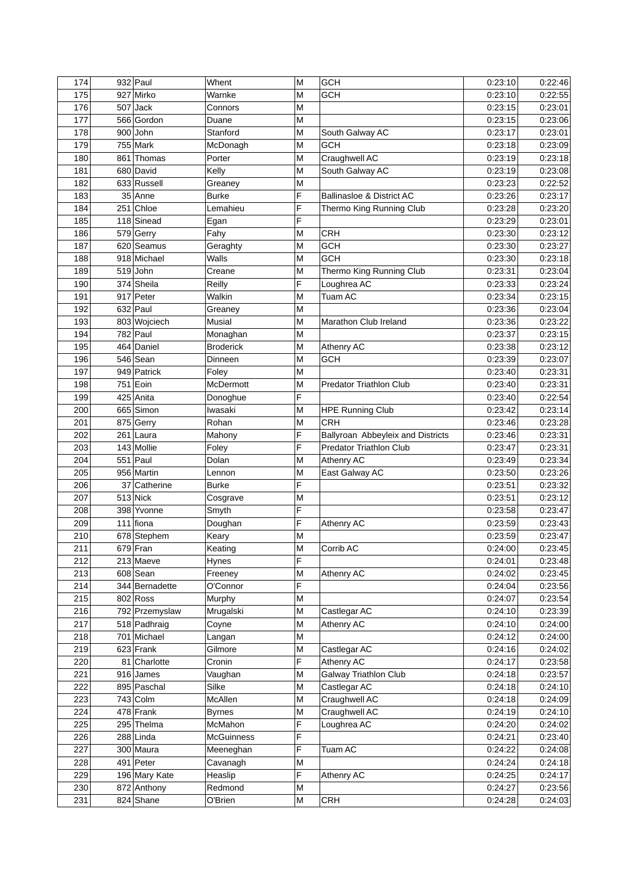| 174 | 932 | Paul | Whent | M | GCH | 0:23:10 | 0:22:46 |
|---|---|---|---|---|---|---|---|
| 175 | 927 | Mirko | Warnke | M | GCH | 0:23:10 | 0:22:55 |
| 176 | 507 | Jack | Connors | M | | 0:23:15 | 0:23:01 |
| 177 | 566 | Gordon | Duane | M | | 0:23:15 | 0:23:06 |
| 178 | 900 | John | Stanford | M | South Galway AC | 0:23:17 | 0:23:01 |
| 179 | 755 | Mark | McDonagh | M | GCH | 0:23:18 | 0:23:09 |
| 180 | 861 | Thomas | Porter | M | Craughwell AC | 0:23:19 | 0:23:18 |
| 181 | 680 | David | Kelly | M | South Galway AC | 0:23:19 | 0:23:08 |
| 182 | 633 | Russell | Greaney | M | | 0:23:23 | 0:22:52 |
| 183 | 35 | Anne | Burke | F | Ballinasloe & District AC | 0:23:26 | 0:23:17 |
| 184 | 251 | Chloe | Lemahieu | F | Thermo King Running Club | 0:23:28 | 0:23:20 |
| 185 | 118 | Sinead | Egan | F | | 0:23:29 | 0:23:01 |
| 186 | 579 | Gerry | Fahy | M | CRH | 0:23:30 | 0:23:12 |
| 187 | 620 | Seamus | Geraghty | M | GCH | 0:23:30 | 0:23:27 |
| 188 | 918 | Michael | Walls | M | GCH | 0:23:30 | 0:23:18 |
| 189 | 519 | John | Creane | M | Thermo King Running Club | 0:23:31 | 0:23:04 |
| 190 | 374 | Sheila | Reilly | F | Loughrea AC | 0:23:33 | 0:23:24 |
| 191 | 917 | Peter | Walkin | M | Tuam AC | 0:23:34 | 0:23:15 |
| 192 | 632 | Paul | Greaney | M | | 0:23:36 | 0:23:04 |
| 193 | 803 | Wojciech | Musial | M | Marathon Club Ireland | 0:23:36 | 0:23:22 |
| 194 | 782 | Paul | Monaghan | M | | 0:23:37 | 0:23:15 |
| 195 | 464 | Daniel | Broderick | M | Athenry AC | 0:23:38 | 0:23:12 |
| 196 | 546 | Sean | Dinneen | M | GCH | 0:23:39 | 0:23:07 |
| 197 | 949 | Patrick | Foley | M | | 0:23:40 | 0:23:31 |
| 198 | 751 | Eoin | McDermott | M | Predator Triathlon Club | 0:23:40 | 0:23:31 |
| 199 | 425 | Anita | Donoghue | F | | 0:23:40 | 0:22:54 |
| 200 | 665 | Simon | Iwasaki | M | HPE Running Club | 0:23:42 | 0:23:14 |
| 201 | 875 | Gerry | Rohan | M | CRH | 0:23:46 | 0:23:28 |
| 202 | 261 | Laura | Mahony | F | Ballyroan Abbeyleix and Districts | 0:23:46 | 0:23:31 |
| 203 | 143 | Mollie | Foley | F | Predator Triathlon Club | 0:23:47 | 0:23:31 |
| 204 | 551 | Paul | Dolan | M | Athenry AC | 0:23:49 | 0:23:34 |
| 205 | 956 | Martin | Lennon | M | East Galway AC | 0:23:50 | 0:23:26 |
| 206 | 37 | Catherine | Burke | F | | 0:23:51 | 0:23:32 |
| 207 | 513 | Nick | Cosgrave | M | | 0:23:51 | 0:23:12 |
| 208 | 398 | Yvonne | Smyth | F | | 0:23:58 | 0:23:47 |
| 209 | 111 | fiona | Doughan | F | Athenry AC | 0:23:59 | 0:23:43 |
| 210 | 678 | Stephem | Keary | M | | 0:23:59 | 0:23:47 |
| 211 | 679 | Fran | Keating | M | Corrib AC | 0:24:00 | 0:23:45 |
| 212 | 213 | Maeve | Hynes | F | | 0:24:01 | 0:23:48 |
| 213 | 608 | Sean | Freeney | M | Athenry AC | 0:24:02 | 0:23:45 |
| 214 | 344 | Bernadette | O'Connor | F | | 0:24:04 | 0:23:56 |
| 215 | 802 | Ross | Murphy | M | | 0:24:07 | 0:23:54 |
| 216 | 792 | Przemyslaw | Mrugalski | M | Castlegar AC | 0:24:10 | 0:23:39 |
| 217 | 518 | Padhraig | Coyne | M | Athenry AC | 0:24:10 | 0:24:00 |
| 218 | 701 | Michael | Langan | M | | 0:24:12 | 0:24:00 |
| 219 | 623 | Frank | Gilmore | M | Castlegar AC | 0:24:16 | 0:24:02 |
| 220 | 81 | Charlotte | Cronin | F | Athenry AC | 0:24:17 | 0:23:58 |
| 221 | 916 | James | Vaughan | M | Galway Triathlon Club | 0:24:18 | 0:23:57 |
| 222 | 895 | Paschal | Silke | M | Castlegar AC | 0:24:18 | 0:24:10 |
| 223 | 743 | Colm | McAllen | M | Craughwell AC | 0:24:18 | 0:24:09 |
| 224 | 478 | Frank | Byrnes | M | Craughwell AC | 0:24:19 | 0:24:10 |
| 225 | 295 | Thelma | McMahon | F | Loughrea AC | 0:24:20 | 0:24:02 |
| 226 | 288 | Linda | McGuinness | F | | 0:24:21 | 0:23:40 |
| 227 | 300 | Maura | Meeneghan | F | Tuam AC | 0:24:22 | 0:24:08 |
| 228 | 491 | Peter | Cavanagh | M | | 0:24:24 | 0:24:18 |
| 229 | 196 | Mary Kate | Heaslip | F | Athenry AC | 0:24:25 | 0:24:17 |
| 230 | 872 | Anthony | Redmond | M | | 0:24:27 | 0:23:56 |
| 231 | 824 | Shane | O'Brien | M | CRH | 0:24:28 | 0:24:03 |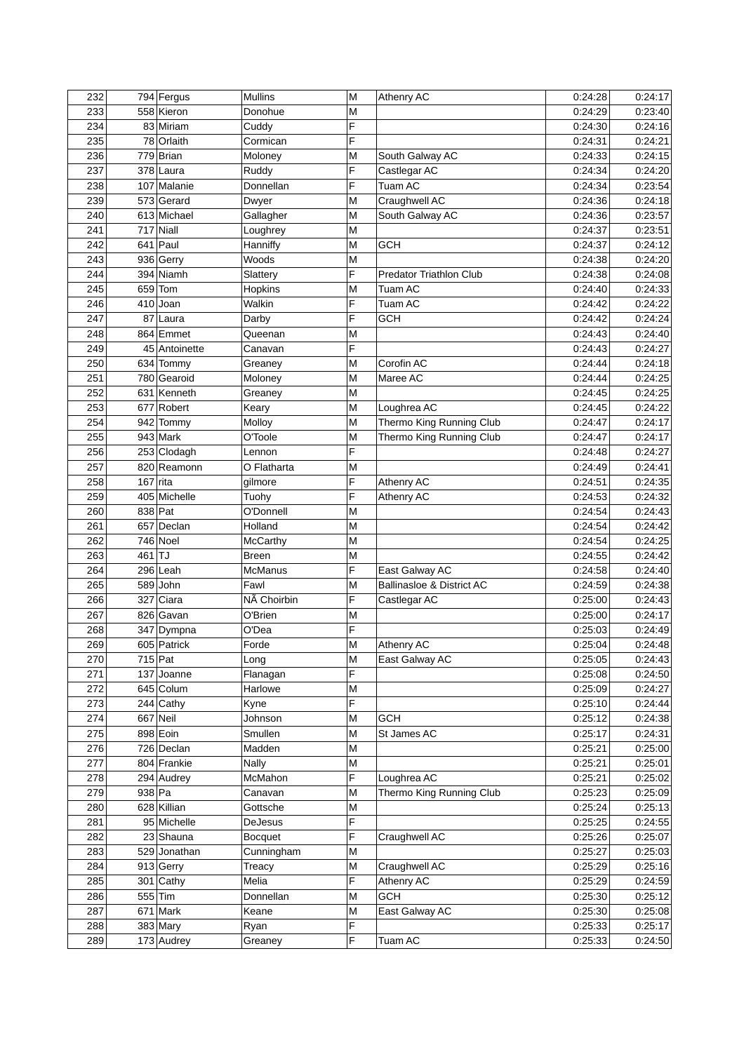| 232 | 794 | Fergus | Mullins | M | Athenry AC | 0:24:28 | 0:24:17 |
|---|---|---|---|---|---|---|---|
| 233 | 558 | Kieron | Donohue | M | | 0:24:29 | 0:23:40 |
| 234 | 83 | Miriam | Cuddy | F | | 0:24:30 | 0:24:16 |
| 235 | 78 | Orlaith | Cormican | F | | 0:24:31 | 0:24:21 |
| 236 | 779 | Brian | Moloney | M | South Galway AC | 0:24:33 | 0:24:15 |
| 237 | 378 | Laura | Ruddy | F | Castlegar AC | 0:24:34 | 0:24:20 |
| 238 | 107 | Malanie | Donnellan | F | Tuam AC | 0:24:34 | 0:23:54 |
| 239 | 573 | Gerard | Dwyer | M | Craughwell AC | 0:24:36 | 0:24:18 |
| 240 | 613 | Michael | Gallagher | M | South Galway AC | 0:24:36 | 0:23:57 |
| 241 | 717 | Niall | Loughrey | M | | 0:24:37 | 0:23:51 |
| 242 | 641 | Paul | Hanniffy | M | GCH | 0:24:37 | 0:24:12 |
| 243 | 936 | Gerry | Woods | M | | 0:24:38 | 0:24:20 |
| 244 | 394 | Niamh | Slattery | F | Predator Triathlon Club | 0:24:38 | 0:24:08 |
| 245 | 659 | Tom | Hopkins | M | Tuam AC | 0:24:40 | 0:24:33 |
| 246 | 410 | Joan | Walkin | F | Tuam AC | 0:24:42 | 0:24:22 |
| 247 | 87 | Laura | Darby | F | GCH | 0:24:42 | 0:24:24 |
| 248 | 864 | Emmet | Queenan | M | | 0:24:43 | 0:24:40 |
| 249 | 45 | Antoinette | Canavan | F | | 0:24:43 | 0:24:27 |
| 250 | 634 | Tommy | Greaney | M | Corofin AC | 0:24:44 | 0:24:18 |
| 251 | 780 | Gearoid | Moloney | M | Maree AC | 0:24:44 | 0:24:25 |
| 252 | 631 | Kenneth | Greaney | M | | 0:24:45 | 0:24:25 |
| 253 | 677 | Robert | Keary | M | Loughrea AC | 0:24:45 | 0:24:22 |
| 254 | 942 | Tommy | Molloy | M | Thermo King Running Club | 0:24:47 | 0:24:17 |
| 255 | 943 | Mark | O'Toole | M | Thermo King Running Club | 0:24:47 | 0:24:17 |
| 256 | 253 | Clodagh | Lennon | F | | 0:24:48 | 0:24:27 |
| 257 | 820 | Reamonn | O Flatharta | M | | 0:24:49 | 0:24:41 |
| 258 | 167 | rita | gilmore | F | Athenry AC | 0:24:51 | 0:24:35 |
| 259 | 405 | Michelle | Tuohy | F | Athenry AC | 0:24:53 | 0:24:32 |
| 260 | 838 | Pat | O'Donnell | M | | 0:24:54 | 0:24:43 |
| 261 | 657 | Declan | Holland | M | | 0:24:54 | 0:24:42 |
| 262 | 746 | Noel | McCarthy | M | | 0:24:54 | 0:24:25 |
| 263 | 461 | TJ | Breen | M | | 0:24:55 | 0:24:42 |
| 264 | 296 | Leah | McManus | F | East Galway AC | 0:24:58 | 0:24:40 |
| 265 | 589 | John | Fawl | M | Ballinasloe & District AC | 0:24:59 | 0:24:38 |
| 266 | 327 | Ciara | NÃ Choirbin | F | Castlegar AC | 0:25:00 | 0:24:43 |
| 267 | 826 | Gavan | O'Brien | M | | 0:25:00 | 0:24:17 |
| 268 | 347 | Dympna | O'Dea | F | | 0:25:03 | 0:24:49 |
| 269 | 605 | Patrick | Forde | M | Athenry AC | 0:25:04 | 0:24:48 |
| 270 | 715 | Pat | Long | M | East Galway AC | 0:25:05 | 0:24:43 |
| 271 | 137 | Joanne | Flanagan | F | | 0:25:08 | 0:24:50 |
| 272 | 645 | Colum | Harlowe | M | | 0:25:09 | 0:24:27 |
| 273 | 244 | Cathy | Kyne | F | | 0:25:10 | 0:24:44 |
| 274 | 667 | Neil | Johnson | M | GCH | 0:25:12 | 0:24:38 |
| 275 | 898 | Eoin | Smullen | M | St James AC | 0:25:17 | 0:24:31 |
| 276 | 726 | Declan | Madden | M | | 0:25:21 | 0:25:00 |
| 277 | 804 | Frankie | Nally | M | | 0:25:21 | 0:25:01 |
| 278 | 294 | Audrey | McMahon | F | Loughrea AC | 0:25:21 | 0:25:02 |
| 279 | 938 | Pa | Canavan | M | Thermo King Running Club | 0:25:23 | 0:25:09 |
| 280 | 628 | Killian | Gottsche | M | | 0:25:24 | 0:25:13 |
| 281 | 95 | Michelle | DeJesus | F | | 0:25:25 | 0:24:55 |
| 282 | 23 | Shauna | Bocquet | F | Craughwell AC | 0:25:26 | 0:25:07 |
| 283 | 529 | Jonathan | Cunningham | M | | 0:25:27 | 0:25:03 |
| 284 | 913 | Gerry | Treacy | M | Craughwell AC | 0:25:29 | 0:25:16 |
| 285 | 301 | Cathy | Melia | F | Athenry AC | 0:25:29 | 0:24:59 |
| 286 | 555 | Tim | Donnellan | M | GCH | 0:25:30 | 0:25:12 |
| 287 | 671 | Mark | Keane | M | East Galway AC | 0:25:30 | 0:25:08 |
| 288 | 383 | Mary | Ryan | F | | 0:25:33 | 0:25:17 |
| 289 | 173 | Audrey | Greaney | F | Tuam AC | 0:25:33 | 0:24:50 |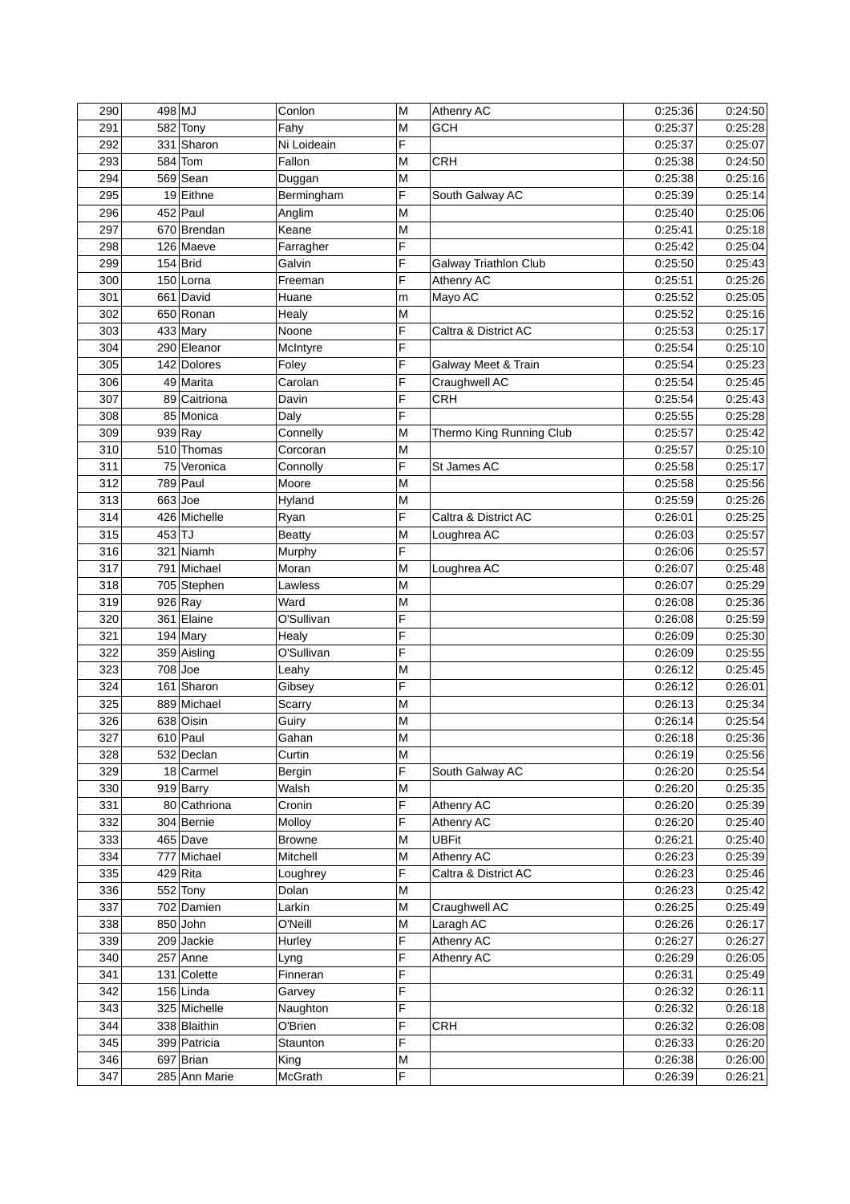| | | | | | | | |
|---|---|---|---|---|---|---|---|
| 290 | 498 | MJ | Conlon | M | Athenry AC | 0:25:36 | 0:24:50 |
| 291 | 582 | Tony | Fahy | M | GCH | 0:25:37 | 0:25:28 |
| 292 | 331 | Sharon | Ni Loideain | F | | 0:25:37 | 0:25:07 |
| 293 | 584 | Tom | Fallon | M | CRH | 0:25:38 | 0:24:50 |
| 294 | 569 | Sean | Duggan | M | | 0:25:38 | 0:25:16 |
| 295 | 19 | Eithne | Bermingham | F | South Galway AC | 0:25:39 | 0:25:14 |
| 296 | 452 | Paul | Anglim | M | | 0:25:40 | 0:25:06 |
| 297 | 670 | Brendan | Keane | M | | 0:25:41 | 0:25:18 |
| 298 | 126 | Maeve | Farragher | F | | 0:25:42 | 0:25:04 |
| 299 | 154 | Brid | Galvin | F | Galway Triathlon Club | 0:25:50 | 0:25:43 |
| 300 | 150 | Lorna | Freeman | F | Athenry AC | 0:25:51 | 0:25:26 |
| 301 | 661 | David | Huane | m | Mayo AC | 0:25:52 | 0:25:05 |
| 302 | 650 | Ronan | Healy | M | | 0:25:52 | 0:25:16 |
| 303 | 433 | Mary | Noone | F | Caltra & District AC | 0:25:53 | 0:25:17 |
| 304 | 290 | Eleanor | McIntyre | F | | 0:25:54 | 0:25:10 |
| 305 | 142 | Dolores | Foley | F | Galway Meet & Train | 0:25:54 | 0:25:23 |
| 306 | 49 | Marita | Carolan | F | Craughwell AC | 0:25:54 | 0:25:45 |
| 307 | 89 | Caitriona | Davin | F | CRH | 0:25:54 | 0:25:43 |
| 308 | 85 | Monica | Daly | F | | 0:25:55 | 0:25:28 |
| 309 | 939 | Ray | Connelly | M | Thermo King Running Club | 0:25:57 | 0:25:42 |
| 310 | 510 | Thomas | Corcoran | M | | 0:25:57 | 0:25:10 |
| 311 | 75 | Veronica | Connolly | F | St James AC | 0:25:58 | 0:25:17 |
| 312 | 789 | Paul | Moore | M | | 0:25:58 | 0:25:56 |
| 313 | 663 | Joe | Hyland | M | | 0:25:59 | 0:25:26 |
| 314 | 426 | Michelle | Ryan | F | Caltra & District AC | 0:26:01 | 0:25:25 |
| 315 | 453 | TJ | Beatty | M | Loughrea AC | 0:26:03 | 0:25:57 |
| 316 | 321 | Niamh | Murphy | F | | 0:26:06 | 0:25:57 |
| 317 | 791 | Michael | Moran | M | Loughrea AC | 0:26:07 | 0:25:48 |
| 318 | 705 | Stephen | Lawless | M | | 0:26:07 | 0:25:29 |
| 319 | 926 | Ray | Ward | M | | 0:26:08 | 0:25:36 |
| 320 | 361 | Elaine | O'Sullivan | F | | 0:26:08 | 0:25:59 |
| 321 | 194 | Mary | Healy | F | | 0:26:09 | 0:25:30 |
| 322 | 359 | Aisling | O'Sullivan | F | | 0:26:09 | 0:25:55 |
| 323 | 708 | Joe | Leahy | M | | 0:26:12 | 0:25:45 |
| 324 | 161 | Sharon | Gibsey | F | | 0:26:12 | 0:26:01 |
| 325 | 889 | Michael | Scarry | M | | 0:26:13 | 0:25:34 |
| 326 | 638 | Oisin | Guiry | M | | 0:26:14 | 0:25:54 |
| 327 | 610 | Paul | Gahan | M | | 0:26:18 | 0:25:36 |
| 328 | 532 | Declan | Curtin | M | | 0:26:19 | 0:25:56 |
| 329 | 18 | Carmel | Bergin | F | South Galway AC | 0:26:20 | 0:25:54 |
| 330 | 919 | Barry | Walsh | M | | 0:26:20 | 0:25:35 |
| 331 | 80 | Cathriona | Cronin | F | Athenry AC | 0:26:20 | 0:25:39 |
| 332 | 304 | Bernie | Molloy | F | Athenry AC | 0:26:20 | 0:25:40 |
| 333 | 465 | Dave | Browne | M | UBFit | 0:26:21 | 0:25:40 |
| 334 | 777 | Michael | Mitchell | M | Athenry AC | 0:26:23 | 0:25:39 |
| 335 | 429 | Rita | Loughrey | F | Caltra & District AC | 0:26:23 | 0:25:46 |
| 336 | 552 | Tony | Dolan | M | | 0:26:23 | 0:25:42 |
| 337 | 702 | Damien | Larkin | M | Craughwell AC | 0:26:25 | 0:25:49 |
| 338 | 850 | John | O'Neill | M | Laragh AC | 0:26:26 | 0:26:17 |
| 339 | 209 | Jackie | Hurley | F | Athenry AC | 0:26:27 | 0:26:27 |
| 340 | 257 | Anne | Lyng | F | Athenry AC | 0:26:29 | 0:26:05 |
| 341 | 131 | Colette | Finneran | F | | 0:26:31 | 0:25:49 |
| 342 | 156 | Linda | Garvey | F | | 0:26:32 | 0:26:11 |
| 343 | 325 | Michelle | Naughton | F | | 0:26:32 | 0:26:18 |
| 344 | 338 | Blaithin | O'Brien | F | CRH | 0:26:32 | 0:26:08 |
| 345 | 399 | Patricia | Staunton | F | | 0:26:33 | 0:26:20 |
| 346 | 697 | Brian | King | M | | 0:26:38 | 0:26:00 |
| 347 | 285 | Ann Marie | McGrath | F | | 0:26:39 | 0:26:21 |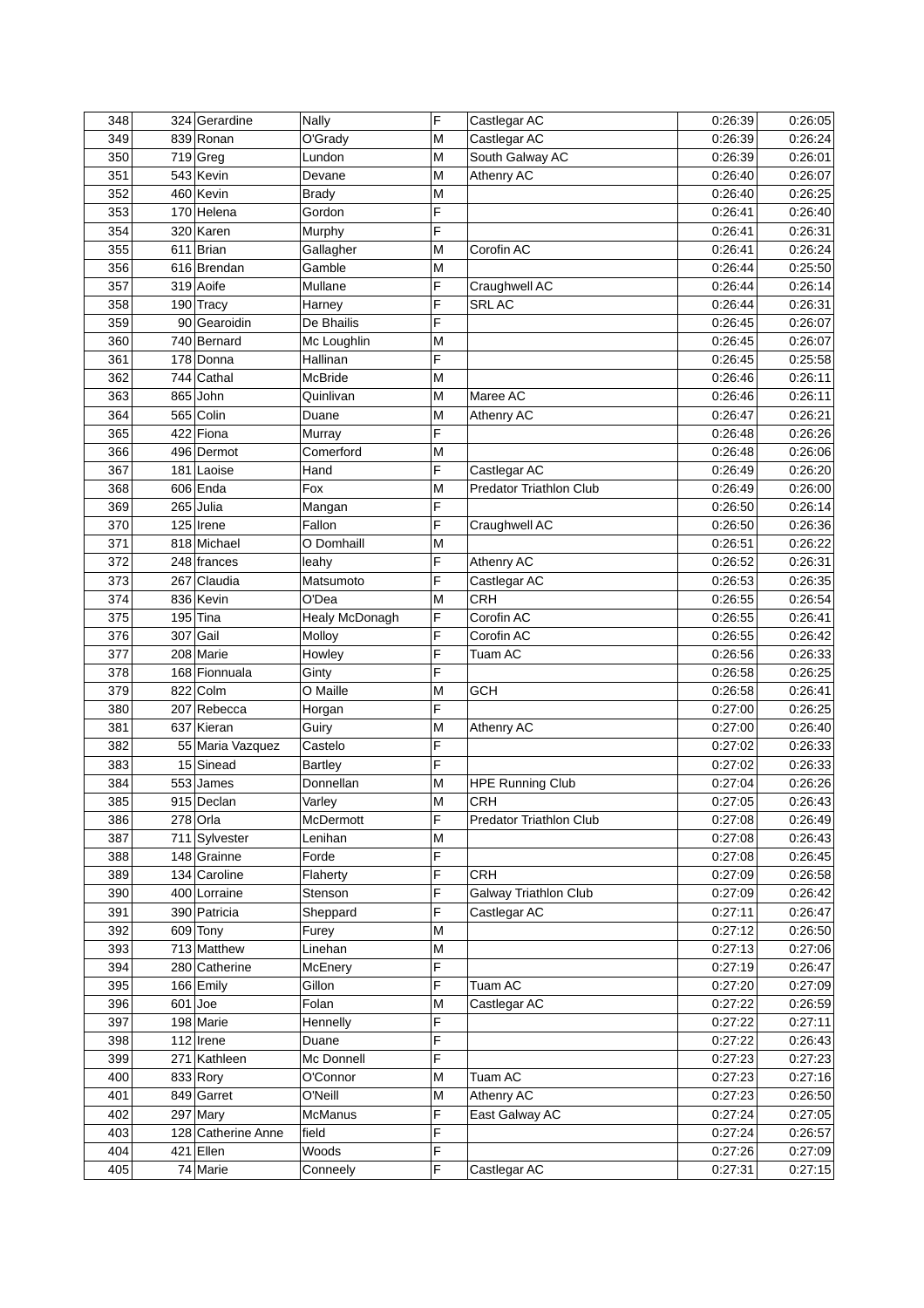| | | | | | | | |
|---|---|---|---|---|---|---|---|
| 348 | 324 | Gerardine | Nally | F | Castlegar AC | 0:26:39 | 0:26:05 |
| 349 | 839 | Ronan | O'Grady | M | Castlegar AC | 0:26:39 | 0:26:24 |
| 350 | 719 | Greg | Lundon | M | South Galway AC | 0:26:39 | 0:26:01 |
| 351 | 543 | Kevin | Devane | M | Athenry AC | 0:26:40 | 0:26:07 |
| 352 | 460 | Kevin | Brady | M | | 0:26:40 | 0:26:25 |
| 353 | 170 | Helena | Gordon | F | | 0:26:41 | 0:26:40 |
| 354 | 320 | Karen | Murphy | F | | 0:26:41 | 0:26:31 |
| 355 | 611 | Brian | Gallagher | M | Corofin AC | 0:26:41 | 0:26:24 |
| 356 | 616 | Brendan | Gamble | M | | 0:26:44 | 0:25:50 |
| 357 | 319 | Aoife | Mullane | F | Craughwell AC | 0:26:44 | 0:26:14 |
| 358 | 190 | Tracy | Harney | F | SRL AC | 0:26:44 | 0:26:31 |
| 359 | 90 | Gearoidin | De Bhailis | F | | 0:26:45 | 0:26:07 |
| 360 | 740 | Bernard | Mc Loughlin | M | | 0:26:45 | 0:26:07 |
| 361 | 178 | Donna | Hallinan | F | | 0:26:45 | 0:25:58 |
| 362 | 744 | Cathal | McBride | M | | 0:26:46 | 0:26:11 |
| 363 | 865 | John | Quinlivan | M | Maree AC | 0:26:46 | 0:26:11 |
| 364 | 565 | Colin | Duane | M | Athenry AC | 0:26:47 | 0:26:21 |
| 365 | 422 | Fiona | Murray | F | | 0:26:48 | 0:26:26 |
| 366 | 496 | Dermot | Comerford | M | | 0:26:48 | 0:26:06 |
| 367 | 181 | Laoise | Hand | F | Castlegar AC | 0:26:49 | 0:26:20 |
| 368 | 606 | Enda | Fox | M | Predator Triathlon Club | 0:26:49 | 0:26:00 |
| 369 | 265 | Julia | Mangan | F | | 0:26:50 | 0:26:14 |
| 370 | 125 | Irene | Fallon | F | Craughwell AC | 0:26:50 | 0:26:36 |
| 371 | 818 | Michael | O Domhaill | M | | 0:26:51 | 0:26:22 |
| 372 | 248 | frances | leahy | F | Athenry AC | 0:26:52 | 0:26:31 |
| 373 | 267 | Claudia | Matsumoto | F | Castlegar AC | 0:26:53 | 0:26:35 |
| 374 | 836 | Kevin | O'Dea | M | CRH | 0:26:55 | 0:26:54 |
| 375 | 195 | Tina | Healy McDonagh | F | Corofin AC | 0:26:55 | 0:26:41 |
| 376 | 307 | Gail | Molloy | F | Corofin AC | 0:26:55 | 0:26:42 |
| 377 | 208 | Marie | Howley | F | Tuam AC | 0:26:56 | 0:26:33 |
| 378 | 168 | Fionnuala | Ginty | F | | 0:26:58 | 0:26:25 |
| 379 | 822 | Colm | O Maille | M | GCH | 0:26:58 | 0:26:41 |
| 380 | 207 | Rebecca | Horgan | F | | 0:27:00 | 0:26:25 |
| 381 | 637 | Kieran | Guiry | M | Athenry AC | 0:27:00 | 0:26:40 |
| 382 | 55 | Maria Vazquez | Castelo | F | | 0:27:02 | 0:26:33 |
| 383 | 15 | Sinead | Bartley | F | | 0:27:02 | 0:26:33 |
| 384 | 553 | James | Donnellan | M | HPE Running Club | 0:27:04 | 0:26:26 |
| 385 | 915 | Declan | Varley | M | CRH | 0:27:05 | 0:26:43 |
| 386 | 278 | Orla | McDermott | F | Predator Triathlon Club | 0:27:08 | 0:26:49 |
| 387 | 711 | Sylvester | Lenihan | M | | 0:27:08 | 0:26:43 |
| 388 | 148 | Grainne | Forde | F | | 0:27:08 | 0:26:45 |
| 389 | 134 | Caroline | Flaherty | F | CRH | 0:27:09 | 0:26:58 |
| 390 | 400 | Lorraine | Stenson | F | Galway Triathlon Club | 0:27:09 | 0:26:42 |
| 391 | 390 | Patricia | Sheppard | F | Castlegar AC | 0:27:11 | 0:26:47 |
| 392 | 609 | Tony | Furey | M | | 0:27:12 | 0:26:50 |
| 393 | 713 | Matthew | Linehan | M | | 0:27:13 | 0:27:06 |
| 394 | 280 | Catherine | McEnery | F | | 0:27:19 | 0:26:47 |
| 395 | 166 | Emily | Gillon | F | Tuam AC | 0:27:20 | 0:27:09 |
| 396 | 601 | Joe | Folan | M | Castlegar AC | 0:27:22 | 0:26:59 |
| 397 | 198 | Marie | Hennelly | F | | 0:27:22 | 0:27:11 |
| 398 | 112 | Irene | Duane | F | | 0:27:22 | 0:26:43 |
| 399 | 271 | Kathleen | Mc Donnell | F | | 0:27:23 | 0:27:23 |
| 400 | 833 | Rory | O'Connor | M | Tuam AC | 0:27:23 | 0:27:16 |
| 401 | 849 | Garret | O'Neill | M | Athenry AC | 0:27:23 | 0:26:50 |
| 402 | 297 | Mary | McManus | F | East Galway AC | 0:27:24 | 0:27:05 |
| 403 | 128 | Catherine Anne | field | F | | 0:27:24 | 0:26:57 |
| 404 | 421 | Ellen | Woods | F | | 0:27:26 | 0:27:09 |
| 405 | 74 | Marie | Conneely | F | Castlegar AC | 0:27:31 | 0:27:15 |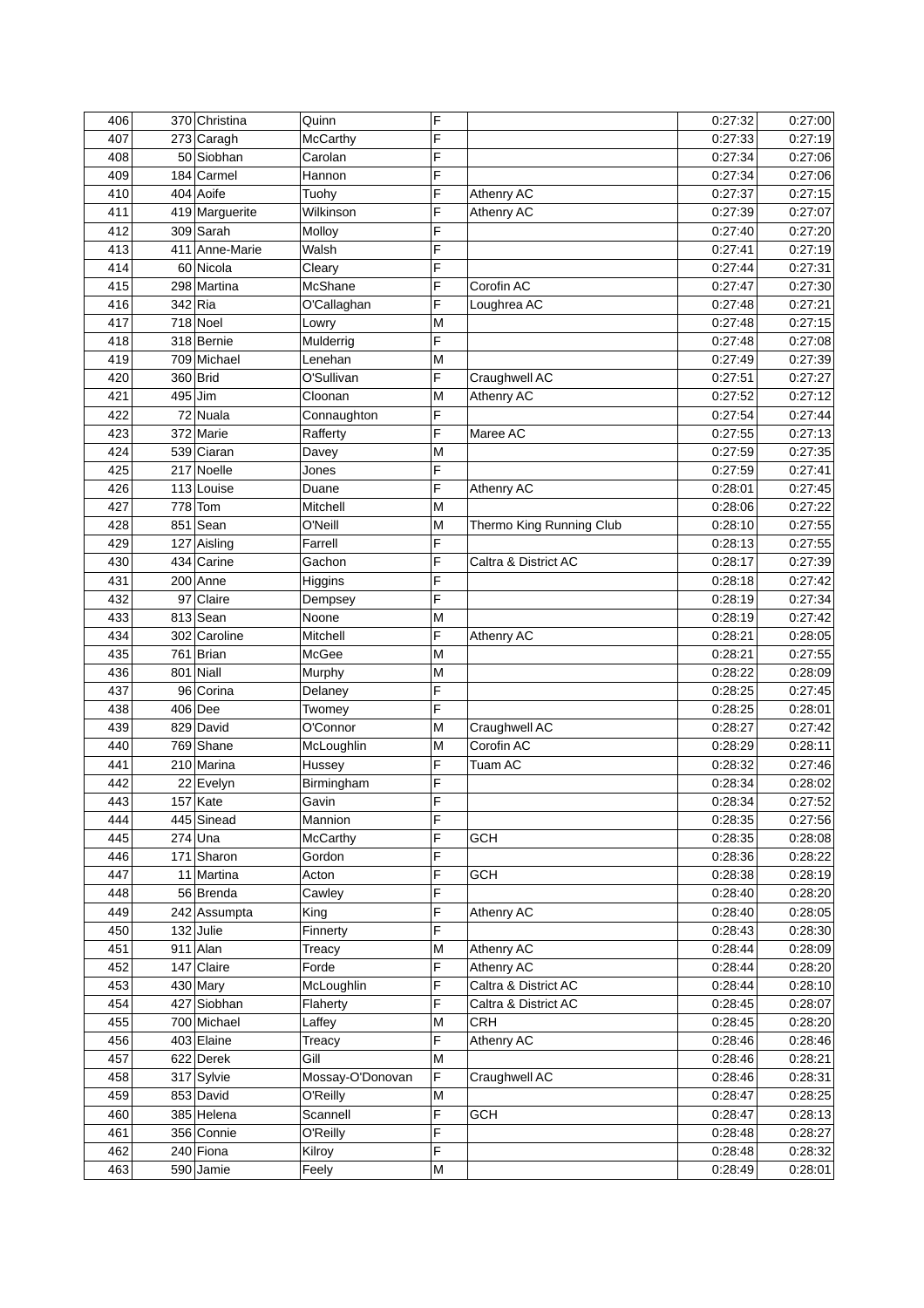| 406 | 370 | Christina | Quinn | F | | 0:27:32 | 0:27:00 |
|---|---|---|---|---|---|---|---|
| 407 | 273 | Caragh | McCarthy | F | | 0:27:33 | 0:27:19 |
| 408 | 50 | Siobhan | Carolan | F | | 0:27:34 | 0:27:06 |
| 409 | 184 | Carmel | Hannon | F | | 0:27:34 | 0:27:06 |
| 410 | 404 | Aoife | Tuohy | F | Athenry AC | 0:27:37 | 0:27:15 |
| 411 | 419 | Marguerite | Wilkinson | F | Athenry AC | 0:27:39 | 0:27:07 |
| 412 | 309 | Sarah | Molloy | F | | 0:27:40 | 0:27:20 |
| 413 | 411 | Anne-Marie | Walsh | F | | 0:27:41 | 0:27:19 |
| 414 | 60 | Nicola | Cleary | F | | 0:27:44 | 0:27:31 |
| 415 | 298 | Martina | McShane | F | Corofin AC | 0:27:47 | 0:27:30 |
| 416 | 342 | Ria | O'Callaghan | F | Loughrea AC | 0:27:48 | 0:27:21 |
| 417 | 718 | Noel | Lowry | M | | 0:27:48 | 0:27:15 |
| 418 | 318 | Bernie | Mulderrig | F | | 0:27:48 | 0:27:08 |
| 419 | 709 | Michael | Lenehan | M | | 0:27:49 | 0:27:39 |
| 420 | 360 | Brid | O'Sullivan | F | Craughwell AC | 0:27:51 | 0:27:27 |
| 421 | 495 | Jim | Cloonan | M | Athenry AC | 0:27:52 | 0:27:12 |
| 422 | 72 | Nuala | Connaughton | F | | 0:27:54 | 0:27:44 |
| 423 | 372 | Marie | Rafferty | F | Maree AC | 0:27:55 | 0:27:13 |
| 424 | 539 | Ciaran | Davey | M | | 0:27:59 | 0:27:35 |
| 425 | 217 | Noelle | Jones | F | | 0:27:59 | 0:27:41 |
| 426 | 113 | Louise | Duane | F | Athenry AC | 0:28:01 | 0:27:45 |
| 427 | 778 | Tom | Mitchell | M | | 0:28:06 | 0:27:22 |
| 428 | 851 | Sean | O'Neill | M | Thermo King Running Club | 0:28:10 | 0:27:55 |
| 429 | 127 | Aisling | Farrell | F | | 0:28:13 | 0:27:55 |
| 430 | 434 | Carine | Gachon | F | Caltra & District AC | 0:28:17 | 0:27:39 |
| 431 | 200 | Anne | Higgins | F | | 0:28:18 | 0:27:42 |
| 432 | 97 | Claire | Dempsey | F | | 0:28:19 | 0:27:34 |
| 433 | 813 | Sean | Noone | M | | 0:28:19 | 0:27:42 |
| 434 | 302 | Caroline | Mitchell | F | Athenry AC | 0:28:21 | 0:28:05 |
| 435 | 761 | Brian | McGee | M | | 0:28:21 | 0:27:55 |
| 436 | 801 | Niall | Murphy | M | | 0:28:22 | 0:28:09 |
| 437 | 96 | Corina | Delaney | F | | 0:28:25 | 0:27:45 |
| 438 | 406 | Dee | Twomey | F | | 0:28:25 | 0:28:01 |
| 439 | 829 | David | O'Connor | M | Craughwell AC | 0:28:27 | 0:27:42 |
| 440 | 769 | Shane | McLoughlin | M | Corofin AC | 0:28:29 | 0:28:11 |
| 441 | 210 | Marina | Hussey | F | Tuam AC | 0:28:32 | 0:27:46 |
| 442 | 22 | Evelyn | Birmingham | F | | 0:28:34 | 0:28:02 |
| 443 | 157 | Kate | Gavin | F | | 0:28:34 | 0:27:52 |
| 444 | 445 | Sinead | Mannion | F | | 0:28:35 | 0:27:56 |
| 445 | 274 | Una | McCarthy | F | GCH | 0:28:35 | 0:28:08 |
| 446 | 171 | Sharon | Gordon | F | | 0:28:36 | 0:28:22 |
| 447 | 11 | Martina | Acton | F | GCH | 0:28:38 | 0:28:19 |
| 448 | 56 | Brenda | Cawley | F | | 0:28:40 | 0:28:20 |
| 449 | 242 | Assumpta | King | F | Athenry AC | 0:28:40 | 0:28:05 |
| 450 | 132 | Julie | Finnerty | F | | 0:28:43 | 0:28:30 |
| 451 | 911 | Alan | Treacy | M | Athenry AC | 0:28:44 | 0:28:09 |
| 452 | 147 | Claire | Forde | F | Athenry AC | 0:28:44 | 0:28:20 |
| 453 | 430 | Mary | McLoughlin | F | Caltra & District AC | 0:28:44 | 0:28:10 |
| 454 | 427 | Siobhan | Flaherty | F | Caltra & District AC | 0:28:45 | 0:28:07 |
| 455 | 700 | Michael | Laffey | M | CRH | 0:28:45 | 0:28:20 |
| 456 | 403 | Elaine | Treacy | F | Athenry AC | 0:28:46 | 0:28:46 |
| 457 | 622 | Derek | Gill | M | | 0:28:46 | 0:28:21 |
| 458 | 317 | Sylvie | Mossay-O'Donovan | F | Craughwell AC | 0:28:46 | 0:28:31 |
| 459 | 853 | David | O'Reilly | M | | 0:28:47 | 0:28:25 |
| 460 | 385 | Helena | Scannell | F | GCH | 0:28:47 | 0:28:13 |
| 461 | 356 | Connie | O'Reilly | F | | 0:28:48 | 0:28:27 |
| 462 | 240 | Fiona | Kilroy | F | | 0:28:48 | 0:28:32 |
| 463 | 590 | Jamie | Feely | M | | 0:28:49 | 0:28:01 |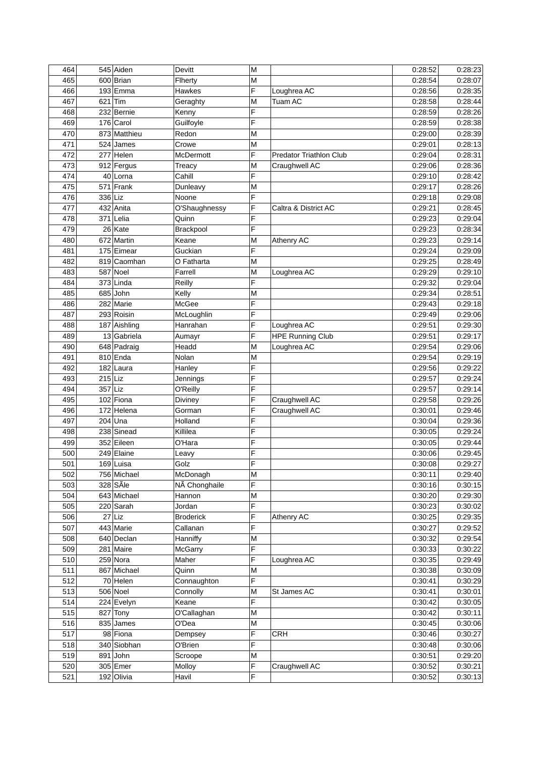| 464 | 545 | Aiden | Devitt | M | | 0:28:52 | 0:28:23 |
|---|---|---|---|---|---|---|---|
| 465 | 600 | Brian | Flherty | M | | 0:28:54 | 0:28:07 |
| 466 | 193 | Emma | Hawkes | F | Loughrea AC | 0:28:56 | 0:28:35 |
| 467 | 621 | Tim | Geraghty | M | Tuam AC | 0:28:58 | 0:28:44 |
| 468 | 232 | Bernie | Kenny | F | | 0:28:59 | 0:28:26 |
| 469 | 176 | Carol | Guilfoyle | F | | 0:28:59 | 0:28:38 |
| 470 | 873 | Matthieu | Redon | M | | 0:29:00 | 0:28:39 |
| 471 | 524 | James | Crowe | M | | 0:29:01 | 0:28:13 |
| 472 | 277 | Helen | McDermott | F | Predator Triathlon Club | 0:29:04 | 0:28:31 |
| 473 | 912 | Fergus | Treacy | M | Craughwell AC | 0:29:06 | 0:28:36 |
| 474 | 40 | Lorna | Cahill | F | | 0:29:10 | 0:28:42 |
| 475 | 571 | Frank | Dunleavy | M | | 0:29:17 | 0:28:26 |
| 476 | 336 | Liz | Noone | F | | 0:29:18 | 0:29:08 |
| 477 | 432 | Anita | O'Shaughnessy | F | Caltra & District AC | 0:29:21 | 0:28:45 |
| 478 | 371 | Lelia | Quinn | F | | 0:29:23 | 0:29:04 |
| 479 | 26 | Kate | Brackpool | F | | 0:29:23 | 0:28:34 |
| 480 | 672 | Martin | Keane | M | Athenry AC | 0:29:23 | 0:29:14 |
| 481 | 175 | Eimear | Guckian | F | | 0:29:24 | 0:29:09 |
| 482 | 819 | Caomhan | O Fatharta | M | | 0:29:25 | 0:28:49 |
| 483 | 587 | Noel | Farrell | M | Loughrea AC | 0:29:29 | 0:29:10 |
| 484 | 373 | Linda | Reilly | F | | 0:29:32 | 0:29:04 |
| 485 | 685 | John | Kelly | M | | 0:29:34 | 0:28:51 |
| 486 | 282 | Marie | McGee | F | | 0:29:43 | 0:29:18 |
| 487 | 293 | Roisin | McLoughlin | F | | 0:29:49 | 0:29:06 |
| 488 | 187 | Aishling | Hanrahan | F | Loughrea AC | 0:29:51 | 0:29:30 |
| 489 | 13 | Gabriela | Aumayr | F | HPE Running Club | 0:29:51 | 0:29:17 |
| 490 | 648 | Padraig | Headd | M | Loughrea AC | 0:29:54 | 0:29:06 |
| 491 | 810 | Enda | Nolan | M | | 0:29:54 | 0:29:19 |
| 492 | 182 | Laura | Hanley | F | | 0:29:56 | 0:29:22 |
| 493 | 215 | Liz | Jennings | F | | 0:29:57 | 0:29:24 |
| 494 | 357 | Liz | O'Reilly | F | | 0:29:57 | 0:29:14 |
| 495 | 102 | Fiona | Diviney | F | Craughwell AC | 0:29:58 | 0:29:26 |
| 496 | 172 | Helena | Gorman | F | Craughwell AC | 0:30:01 | 0:29:46 |
| 497 | 204 | Una | Holland | F | | 0:30:04 | 0:29:36 |
| 498 | 238 | Sinead | Killilea | F | | 0:30:05 | 0:29:24 |
| 499 | 352 | Eileen | O'Hara | F | | 0:30:05 | 0:29:44 |
| 500 | 249 | Elaine | Leavy | F | | 0:30:06 | 0:29:45 |
| 501 | 169 | Luisa | Golz | F | | 0:30:08 | 0:29:27 |
| 502 | 756 | Michael | McDonagh | M | | 0:30:11 | 0:29:40 |
| 503 | 328 | SÃle | NÃ Chonghaile | F | | 0:30:16 | 0:30:15 |
| 504 | 643 | Michael | Hannon | M | | 0:30:20 | 0:29:30 |
| 505 | 220 | Sarah | Jordan | F | | 0:30:23 | 0:30:02 |
| 506 | 27 | Liz | Broderick | F | Athenry AC | 0:30:25 | 0:29:35 |
| 507 | 443 | Marie | Callanan | F | | 0:30:27 | 0:29:52 |
| 508 | 640 | Declan | Hanniffy | M | | 0:30:32 | 0:29:54 |
| 509 | 281 | Maire | McGarry | F | | 0:30:33 | 0:30:22 |
| 510 | 259 | Nora | Maher | F | Loughrea AC | 0:30:35 | 0:29:49 |
| 511 | 867 | Michael | Quinn | M | | 0:30:38 | 0:30:09 |
| 512 | 70 | Helen | Connaughton | F | | 0:30:41 | 0:30:29 |
| 513 | 506 | Noel | Connolly | M | St James AC | 0:30:41 | 0:30:01 |
| 514 | 224 | Evelyn | Keane | F | | 0:30:42 | 0:30:05 |
| 515 | 827 | Tony | O'Callaghan | M | | 0:30:42 | 0:30:11 |
| 516 | 835 | James | O'Dea | M | | 0:30:45 | 0:30:06 |
| 517 | 98 | Fiona | Dempsey | F | CRH | 0:30:46 | 0:30:27 |
| 518 | 340 | Siobhan | O'Brien | F | | 0:30:48 | 0:30:06 |
| 519 | 891 | John | Scroope | M | | 0:30:51 | 0:29:20 |
| 520 | 305 | Emer | Molloy | F | Craughwell AC | 0:30:52 | 0:30:21 |
| 521 | 192 | Olivia | Havil | F | | 0:30:52 | 0:30:13 |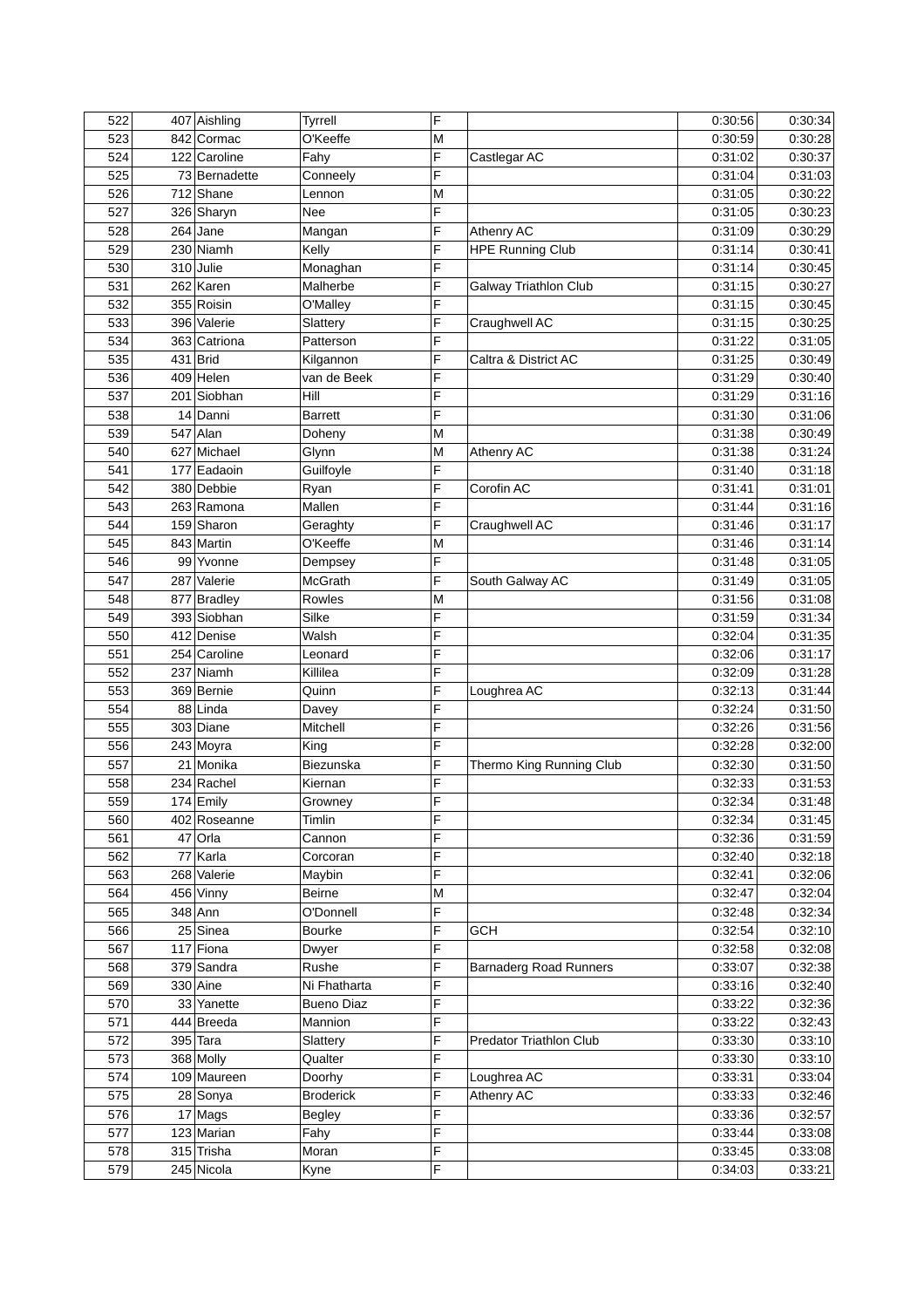| | | | | | | | |
|---|---|---|---|---|---|---|---|
| 522 | 407 | Aishling | Tyrrell | F | | 0:30:56 | 0:30:34 |
| 523 | 842 | Cormac | O'Keeffe | M | | 0:30:59 | 0:30:28 |
| 524 | 122 | Caroline | Fahy | F | Castlegar AC | 0:31:02 | 0:30:37 |
| 525 | 73 | Bernadette | Conneely | F | | 0:31:04 | 0:31:03 |
| 526 | 712 | Shane | Lennon | M | | 0:31:05 | 0:30:22 |
| 527 | 326 | Sharyn | Nee | F | | 0:31:05 | 0:30:23 |
| 528 | 264 | Jane | Mangan | F | Athenry AC | 0:31:09 | 0:30:29 |
| 529 | 230 | Niamh | Kelly | F | HPE Running Club | 0:31:14 | 0:30:41 |
| 530 | 310 | Julie | Monaghan | F | | 0:31:14 | 0:30:45 |
| 531 | 262 | Karen | Malherbe | F | Galway Triathlon Club | 0:31:15 | 0:30:27 |
| 532 | 355 | Roisin | O'Malley | F | | 0:31:15 | 0:30:45 |
| 533 | 396 | Valerie | Slattery | F | Craughwell AC | 0:31:15 | 0:30:25 |
| 534 | 363 | Catriona | Patterson | F | | 0:31:22 | 0:31:05 |
| 535 | 431 | Brid | Kilgannon | F | Caltra & District AC | 0:31:25 | 0:30:49 |
| 536 | 409 | Helen | van de Beek | F | | 0:31:29 | 0:30:40 |
| 537 | 201 | Siobhan | Hill | F | | 0:31:29 | 0:31:16 |
| 538 | 14 | Danni | Barrett | F | | 0:31:30 | 0:31:06 |
| 539 | 547 | Alan | Doheny | M | | 0:31:38 | 0:30:49 |
| 540 | 627 | Michael | Glynn | M | Athenry AC | 0:31:38 | 0:31:24 |
| 541 | 177 | Eadaoin | Guilfoyle | F | | 0:31:40 | 0:31:18 |
| 542 | 380 | Debbie | Ryan | F | Corofin AC | 0:31:41 | 0:31:01 |
| 543 | 263 | Ramona | Mallen | F | | 0:31:44 | 0:31:16 |
| 544 | 159 | Sharon | Geraghty | F | Craughwell AC | 0:31:46 | 0:31:17 |
| 545 | 843 | Martin | O'Keeffe | M | | 0:31:46 | 0:31:14 |
| 546 | 99 | Yvonne | Dempsey | F | | 0:31:48 | 0:31:05 |
| 547 | 287 | Valerie | McGrath | F | South Galway AC | 0:31:49 | 0:31:05 |
| 548 | 877 | Bradley | Rowles | M | | 0:31:56 | 0:31:08 |
| 549 | 393 | Siobhan | Silke | F | | 0:31:59 | 0:31:34 |
| 550 | 412 | Denise | Walsh | F | | 0:32:04 | 0:31:35 |
| 551 | 254 | Caroline | Leonard | F | | 0:32:06 | 0:31:17 |
| 552 | 237 | Niamh | Killilea | F | | 0:32:09 | 0:31:28 |
| 553 | 369 | Bernie | Quinn | F | Loughrea AC | 0:32:13 | 0:31:44 |
| 554 | 88 | Linda | Davey | F | | 0:32:24 | 0:31:50 |
| 555 | 303 | Diane | Mitchell | F | | 0:32:26 | 0:31:56 |
| 556 | 243 | Moyra | King | F | | 0:32:28 | 0:32:00 |
| 557 | 21 | Monika | Biezunska | F | Thermo King Running Club | 0:32:30 | 0:31:50 |
| 558 | 234 | Rachel | Kiernan | F | | 0:32:33 | 0:31:53 |
| 559 | 174 | Emily | Growney | F | | 0:32:34 | 0:31:48 |
| 560 | 402 | Roseanne | Timlin | F | | 0:32:34 | 0:31:45 |
| 561 | 47 | Orla | Cannon | F | | 0:32:36 | 0:31:59 |
| 562 | 77 | Karla | Corcoran | F | | 0:32:40 | 0:32:18 |
| 563 | 268 | Valerie | Maybin | F | | 0:32:41 | 0:32:06 |
| 564 | 456 | Vinny | Beirne | M | | 0:32:47 | 0:32:04 |
| 565 | 348 | Ann | O'Donnell | F | | 0:32:48 | 0:32:34 |
| 566 | 25 | Sinea | Bourke | F | GCH | 0:32:54 | 0:32:10 |
| 567 | 117 | Fiona | Dwyer | F | | 0:32:58 | 0:32:08 |
| 568 | 379 | Sandra | Rushe | F | Barnaderg Road Runners | 0:33:07 | 0:32:38 |
| 569 | 330 | Aine | Ni Fhatharta | F | | 0:33:16 | 0:32:40 |
| 570 | 33 | Yanette | Bueno Diaz | F | | 0:33:22 | 0:32:36 |
| 571 | 444 | Breeda | Mannion | F | | 0:33:22 | 0:32:43 |
| 572 | 395 | Tara | Slattery | F | Predator Triathlon Club | 0:33:30 | 0:33:10 |
| 573 | 368 | Molly | Qualter | F | | 0:33:30 | 0:33:10 |
| 574 | 109 | Maureen | Doorhy | F | Loughrea AC | 0:33:31 | 0:33:04 |
| 575 | 28 | Sonya | Broderick | F | Athenry AC | 0:33:33 | 0:32:46 |
| 576 | 17 | Mags | Begley | F | | 0:33:36 | 0:32:57 |
| 577 | 123 | Marian | Fahy | F | | 0:33:44 | 0:33:08 |
| 578 | 315 | Trisha | Moran | F | | 0:33:45 | 0:33:08 |
| 579 | 245 | Nicola | Kyne | F | | 0:34:03 | 0:33:21 |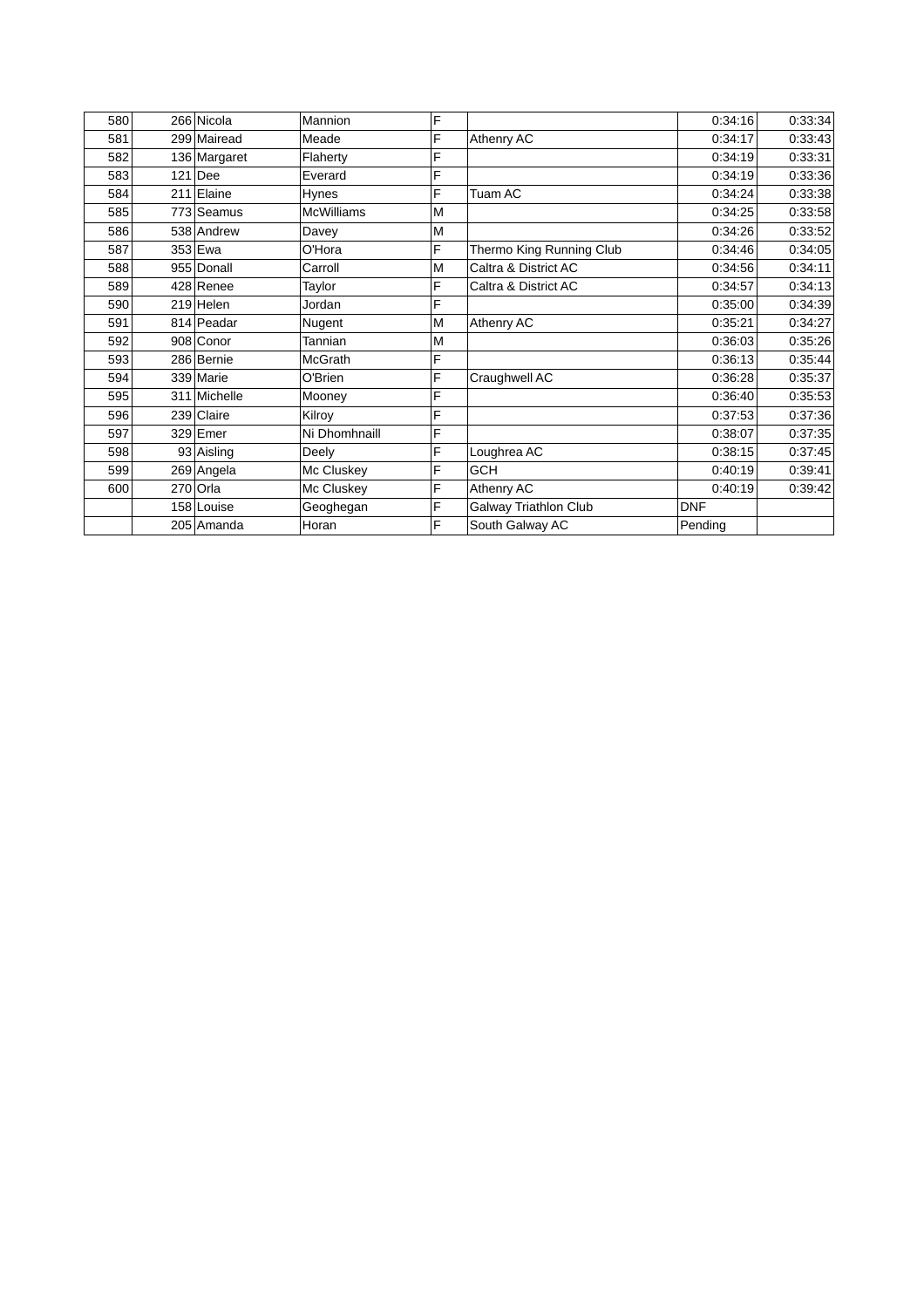| | | | | | | | |
|---|---|---|---|---|---|---|---|
| 580 | 266 | Nicola | Mannion | F | | 0:34:16 | 0:33:34 |
| 581 | 299 | Mairead | Meade | F | Athenry AC | 0:34:17 | 0:33:43 |
| 582 | 136 | Margaret | Flaherty | F | | 0:34:19 | 0:33:31 |
| 583 | 121 | Dee | Everard | F | | 0:34:19 | 0:33:36 |
| 584 | 211 | Elaine | Hynes | F | Tuam AC | 0:34:24 | 0:33:38 |
| 585 | 773 | Seamus | McWilliams | M | | 0:34:25 | 0:33:58 |
| 586 | 538 | Andrew | Davey | M | | 0:34:26 | 0:33:52 |
| 587 | 353 | Ewa | O'Hora | F | Thermo King Running Club | 0:34:46 | 0:34:05 |
| 588 | 955 | Donall | Carroll | M | Caltra & District AC | 0:34:56 | 0:34:11 |
| 589 | 428 | Renee | Taylor | F | Caltra & District AC | 0:34:57 | 0:34:13 |
| 590 | 219 | Helen | Jordan | F | | 0:35:00 | 0:34:39 |
| 591 | 814 | Peadar | Nugent | M | Athenry AC | 0:35:21 | 0:34:27 |
| 592 | 908 | Conor | Tannian | M | | 0:36:03 | 0:35:26 |
| 593 | 286 | Bernie | McGrath | F | | 0:36:13 | 0:35:44 |
| 594 | 339 | Marie | O'Brien | F | Craughwell AC | 0:36:28 | 0:35:37 |
| 595 | 311 | Michelle | Mooney | F | | 0:36:40 | 0:35:53 |
| 596 | 239 | Claire | Kilroy | F | | 0:37:53 | 0:37:36 |
| 597 | 329 | Emer | Ni Dhomhnaill | F | | 0:38:07 | 0:37:35 |
| 598 | 93 | Aisling | Deely | F | Loughrea AC | 0:38:15 | 0:37:45 |
| 599 | 269 | Angela | Mc Cluskey | F | GCH | 0:40:19 | 0:39:41 |
| 600 | 270 | Orla | Mc Cluskey | F | Athenry AC | 0:40:19 | 0:39:42 |
| | 158 | Louise | Geoghegan | F | Galway Triathlon Club | DNF | |
| | 205 | Amanda | Horan | F | South Galway AC | Pending | |